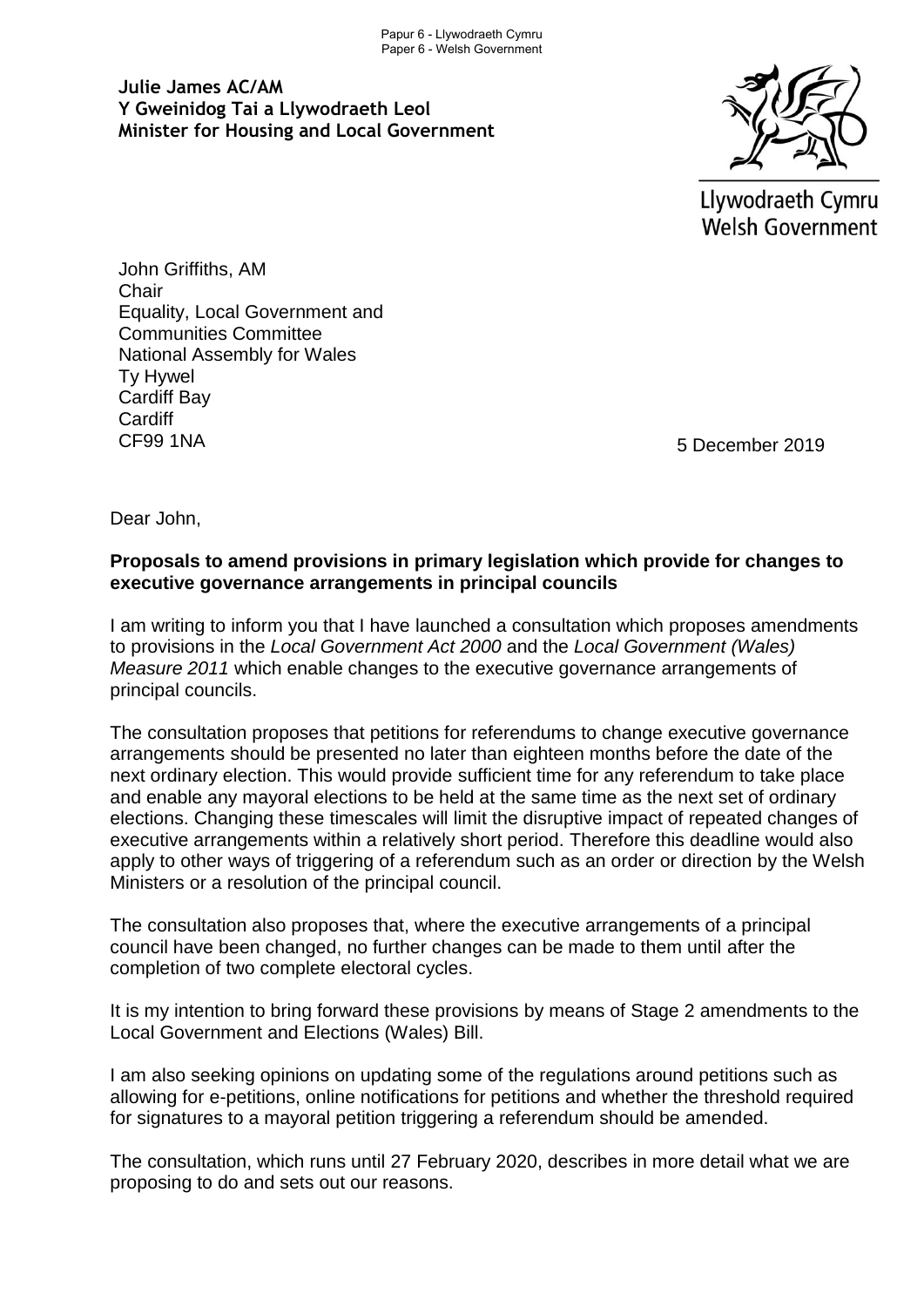Papur 6 - Llywodraeth Cymru
Paper 6 - Welsh Government

**Julie James AC/AM**
**Y Gweinidog Tai a Llywodraeth Leol**
**Minister for Housing and Local Government**

Llywodraeth Cymru
Welsh Government

John Griffiths, AM
Chair
Equality, Local Government and Communities Committee
National Assembly for Wales
Ty Hywel
Cardiff Bay
Cardiff
CF99 1NA

5 December 2019

Dear John,

**Proposals to amend provisions in primary legislation which provide for changes to executive governance arrangements in principal councils**

I am writing to inform you that I have launched a consultation which proposes amendments to provisions in the *Local Government Act 2000* and the *Local Government (Wales) Measure 2011* which enable changes to the executive governance arrangements of principal councils.

The consultation proposes that petitions for referendums to change executive governance arrangements should be presented no later than eighteen months before the date of the next ordinary election. This would provide sufficient time for any referendum to take place and enable any mayoral elections to be held at the same time as the next set of ordinary elections. Changing these timescales will limit the disruptive impact of repeated changes of executive arrangements within a relatively short period. Therefore this deadline would also apply to other ways of triggering of a referendum such as an order or direction by the Welsh Ministers or a resolution of the principal council.

The consultation also proposes that, where the executive arrangements of a principal council have been changed, no further changes can be made to them until after the completion of two complete electoral cycles.

It is my intention to bring forward these provisions by means of Stage 2 amendments to the Local Government and Elections (Wales) Bill.

I am also seeking opinions on updating some of the regulations around petitions such as allowing for e-petitions, online notifications for petitions and whether the threshold required for signatures to a mayoral petition triggering a referendum should be amended.

The consultation, which runs until 27 February 2020, describes in more detail what we are proposing to do and sets out our reasons.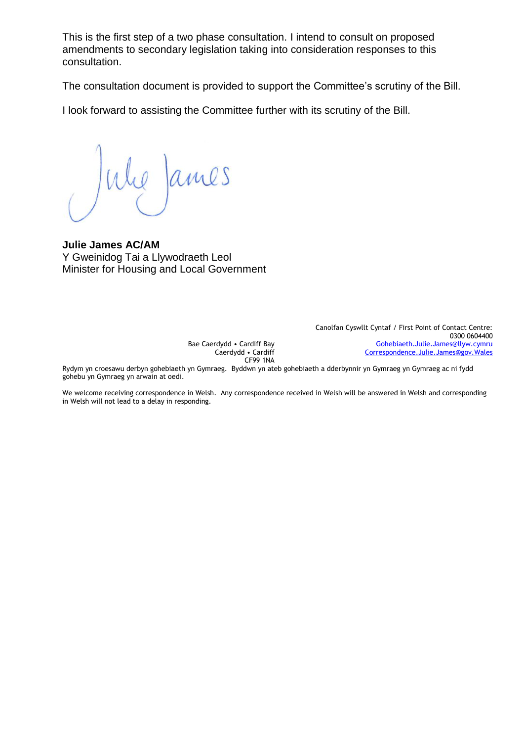This is the first step of a two phase consultation. I intend to consult on proposed amendments to secondary legislation taking into consideration responses to this consultation.

The consultation document is provided to support the Committee's scrutiny of the Bill.

I look forward to assisting the Committee further with its scrutiny of the Bill.

**Julie James AC/AM**
Y Gweinidog Tai a Llywodraeth Leol
Minister for Housing and Local Government

Bae Caerdydd • Cardiff Bay
Caerdydd • Cardiff
CF99 1NA

Canolfan Cyswllt Cyntaf / First Point of Contact Centre:
0300 0604400
Gohebiaeth.Julie.James@llyw.cymru
Correspondence.Julie.James@gov.Wales

Rydym yn croesawu derbyn gohebiaeth yn Gymraeg. Byddwn yn ateb gohebiaeth a dderbynnir yn Gymraeg yn Gymraeg ac ni fydd gohebu yn Gymraeg yn arwain at oedi.

We welcome receiving correspondence in Welsh. Any correspondence received in Welsh will be answered in Welsh and corresponding in Welsh will not lead to a delay in responding.